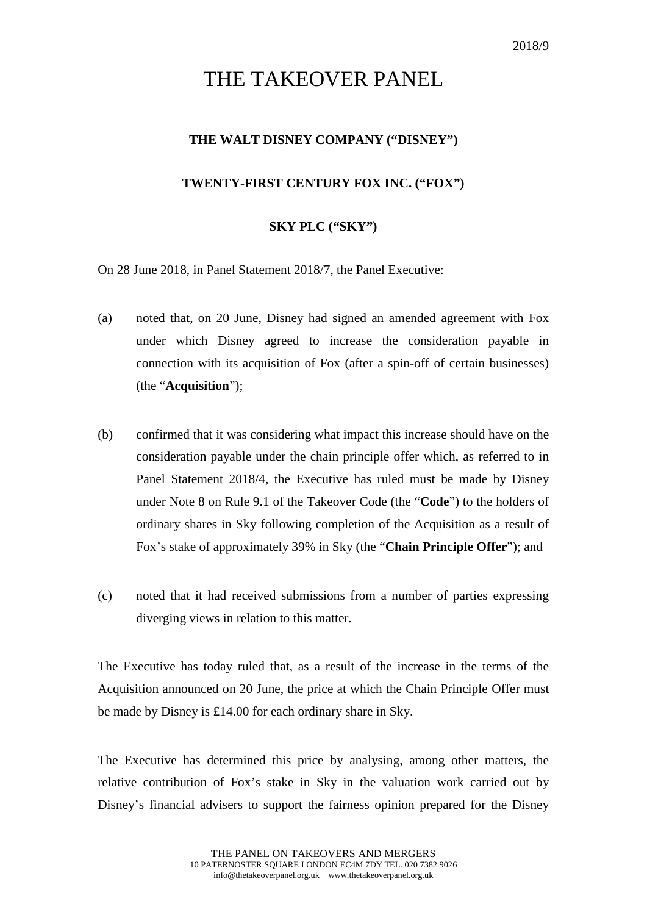2018/9

# THE TAKEOVER PANEL

**THE WALT DISNEY COMPANY ("DISNEY")**

**TWENTY-FIRST CENTURY FOX INC. ("FOX")**

**SKY PLC ("SKY")**

On 28 June 2018, in Panel Statement 2018/7, the Panel Executive:

(a) noted that, on 20 June, Disney had signed an amended agreement with Fox under which Disney agreed to increase the consideration payable in connection with its acquisition of Fox (after a spin-off of certain businesses) (the "**Acquisition**");

(b) confirmed that it was considering what impact this increase should have on the consideration payable under the chain principle offer which, as referred to in Panel Statement 2018/4, the Executive has ruled must be made by Disney under Note 8 on Rule 9.1 of the Takeover Code (the "**Code**") to the holders of ordinary shares in Sky following completion of the Acquisition as a result of Fox's stake of approximately 39% in Sky (the "**Chain Principle Offer**"); and

(c) noted that it had received submissions from a number of parties expressing diverging views in relation to this matter.

The Executive has today ruled that, as a result of the increase in the terms of the Acquisition announced on 20 June, the price at which the Chain Principle Offer must be made by Disney is £14.00 for each ordinary share in Sky.

The Executive has determined this price by analysing, among other matters, the relative contribution of Fox's stake in Sky in the valuation work carried out by Disney's financial advisers to support the fairness opinion prepared for the Disney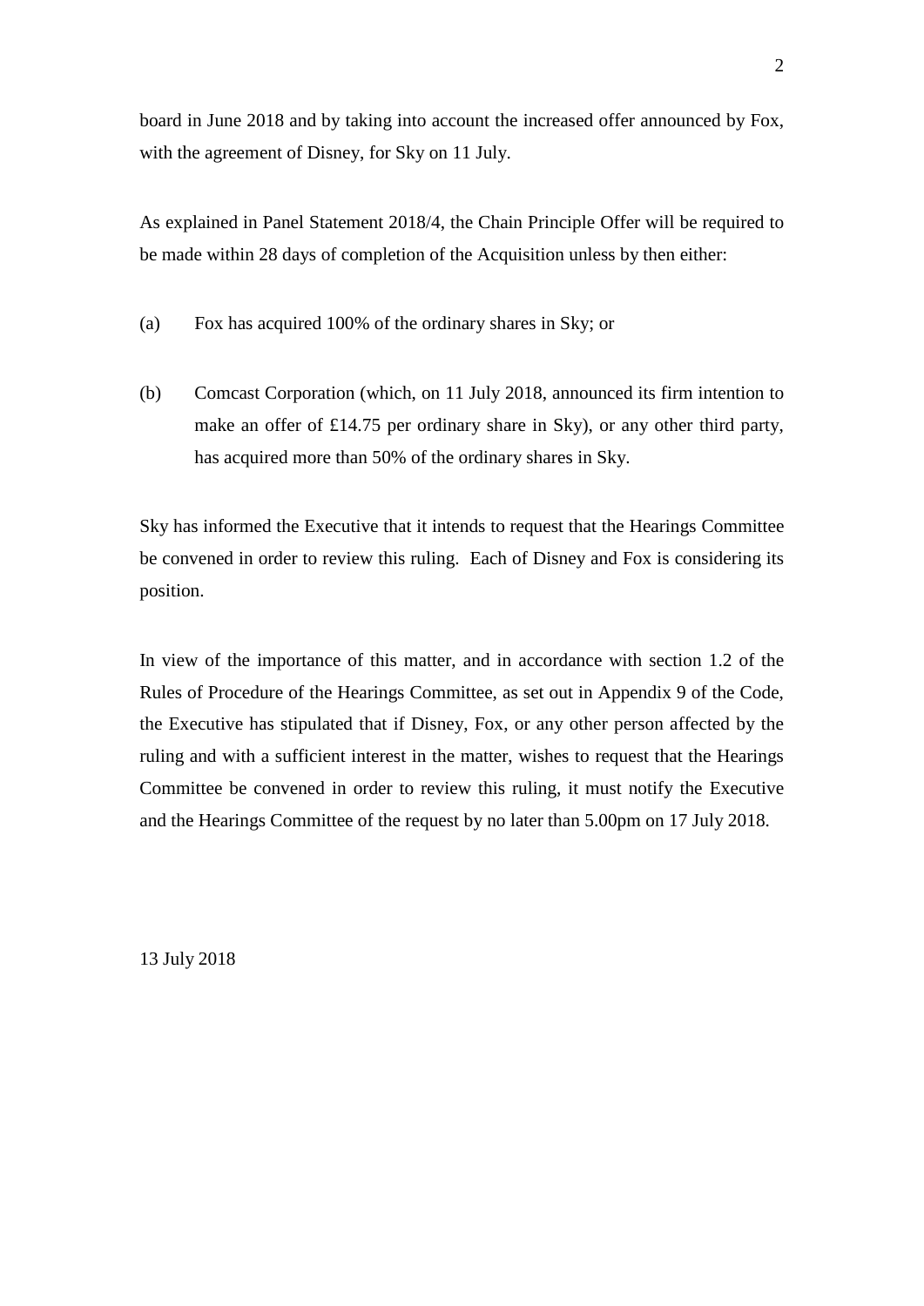board in June 2018 and by taking into account the increased offer announced by Fox, with the agreement of Disney, for Sky on 11 July.

As explained in Panel Statement 2018/4, the Chain Principle Offer will be required to be made within 28 days of completion of the Acquisition unless by then either:

(a) Fox has acquired 100% of the ordinary shares in Sky; or

(b) Comcast Corporation (which, on 11 July 2018, announced its firm intention to make an offer of £14.75 per ordinary share in Sky), or any other third party, has acquired more than 50% of the ordinary shares in Sky.

Sky has informed the Executive that it intends to request that the Hearings Committee be convened in order to review this ruling. Each of Disney and Fox is considering its position.

In view of the importance of this matter, and in accordance with section 1.2 of the Rules of Procedure of the Hearings Committee, as set out in Appendix 9 of the Code, the Executive has stipulated that if Disney, Fox, or any other person affected by the ruling and with a sufficient interest in the matter, wishes to request that the Hearings Committee be convened in order to review this ruling, it must notify the Executive and the Hearings Committee of the request by no later than 5.00pm on 17 July 2018.

13 July 2018